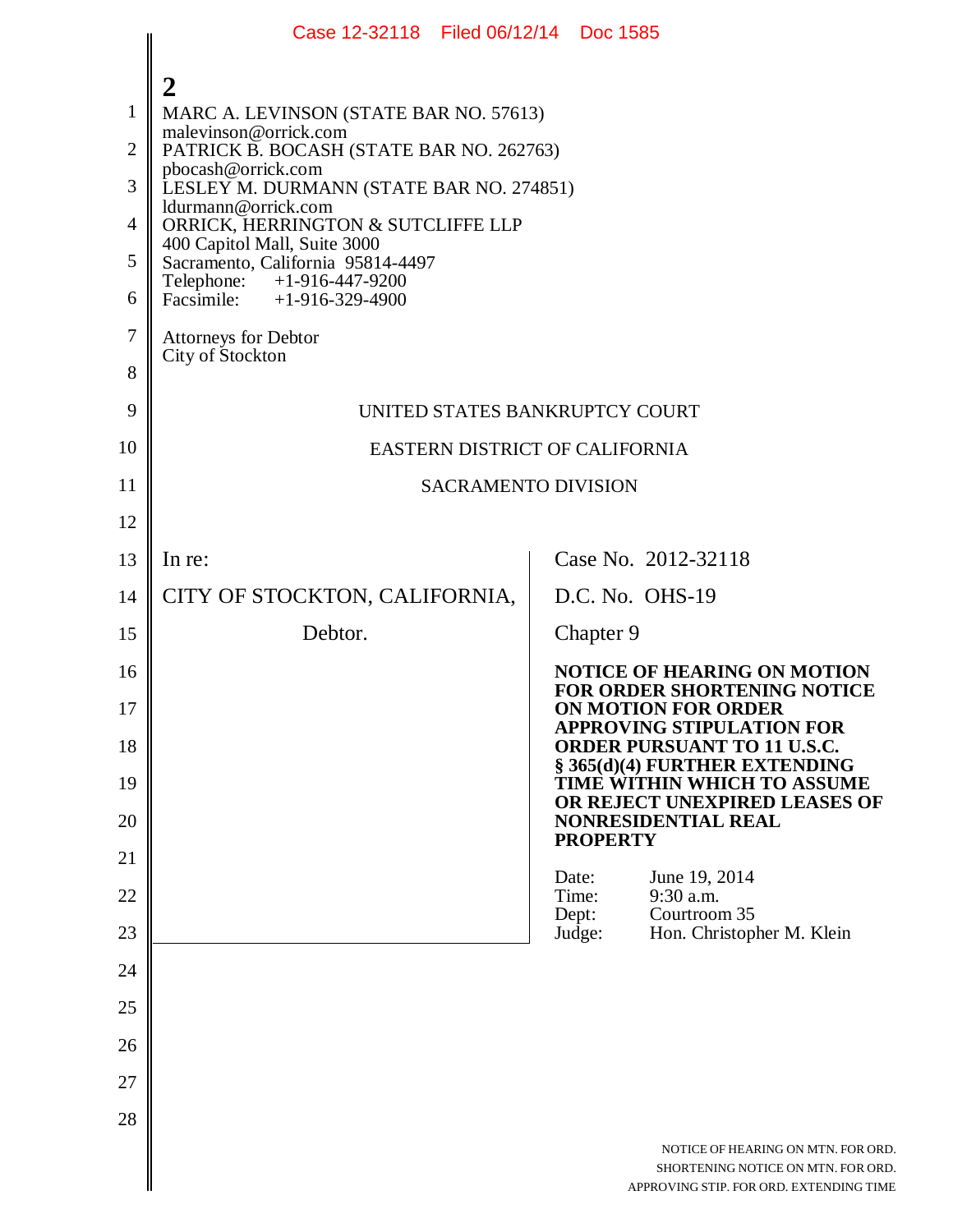**2**

MARC A. LEVINSON (STATE BAR NO. 57613)
malevinson@orrick.com
PATRICK B. BOCASH (STATE BAR NO. 262763)
pbocash@orrick.com
LESLEY M. DURMANN (STATE BAR NO. 274851)
ldurmann@orrick.com
ORRICK, HERRINGTON & SUTCLIFFE LLP
400 Capitol Mall, Suite 3000
Sacramento, California 95814-4497
Telephone: +1-916-447-9200
Facsimile: +1-916-329-4900

Attorneys for Debtor
City of Stockton

UNITED STATES BANKRUPTCY COURT

EASTERN DISTRICT OF CALIFORNIA

SACRAMENTO DIVISION

In re:

CITY OF STOCKTON, CALIFORNIA,

Debtor.

Case No. 2012-32118

D.C. No. OHS-19

Chapter 9

**NOTICE OF HEARING ON MOTION FOR ORDER SHORTENING NOTICE ON MOTION FOR ORDER APPROVING STIPULATION FOR ORDER PURSUANT TO 11 U.S.C. § 365(d)(4) FURTHER EXTENDING TIME WITHIN WHICH TO ASSUME OR REJECT UNEXPIRED LEASES OF NONRESIDENTIAL REAL PROPERTY**

Date: June 19, 2014
Time: 9:30 a.m.
Dept: Courtroom 35
Judge: Hon. Christopher M. Klein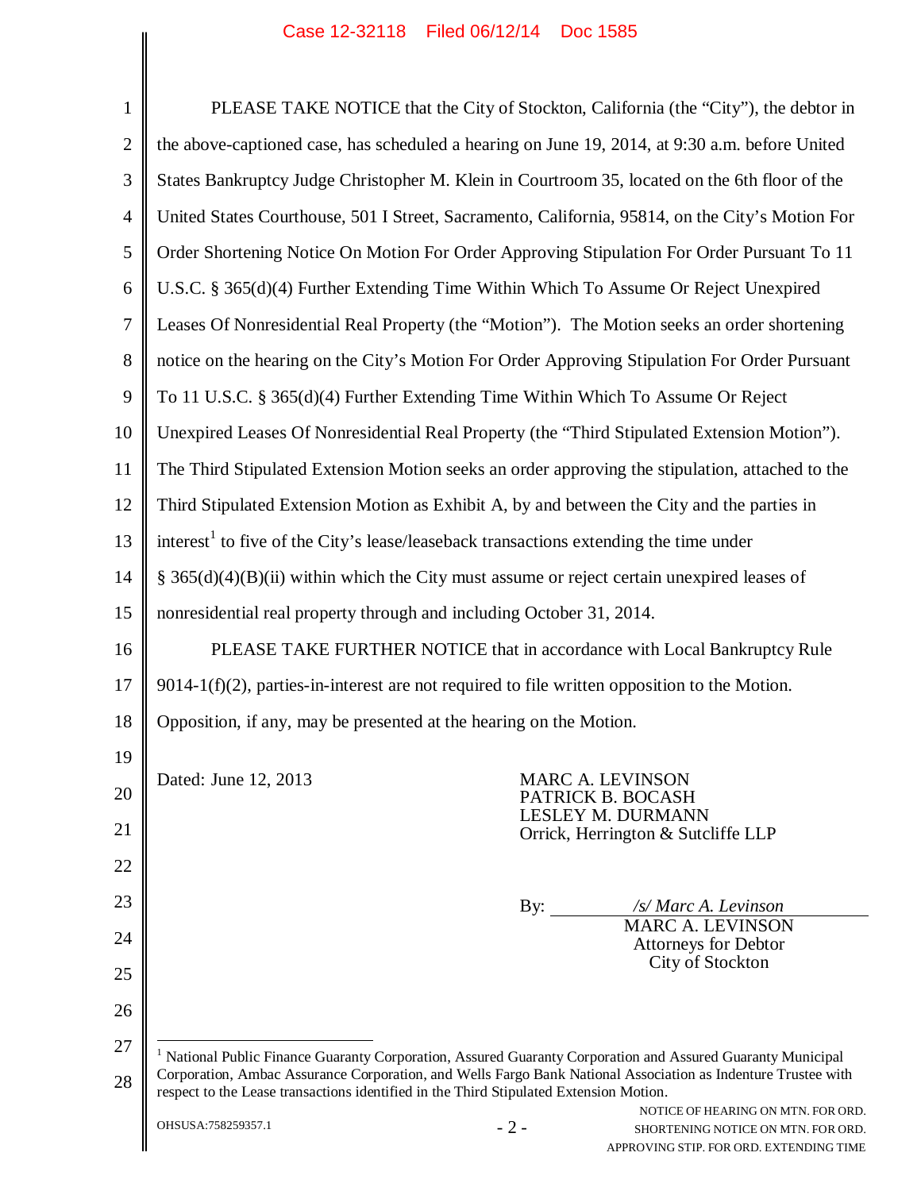PLEASE TAKE NOTICE that the City of Stockton, California (the "City"), the debtor in the above-captioned case, has scheduled a hearing on June 19, 2014, at 9:30 a.m. before United States Bankruptcy Judge Christopher M. Klein in Courtroom 35, located on the 6th floor of the United States Courthouse, 501 I Street, Sacramento, California, 95814, on the City's Motion For Order Shortening Notice On Motion For Order Approving Stipulation For Order Pursuant To 11 U.S.C. § 365(d)(4) Further Extending Time Within Which To Assume Or Reject Unexpired Leases Of Nonresidential Real Property (the "Motion"). The Motion seeks an order shortening notice on the hearing on the City's Motion For Order Approving Stipulation For Order Pursuant To 11 U.S.C. § 365(d)(4) Further Extending Time Within Which To Assume Or Reject Unexpired Leases Of Nonresidential Real Property (the "Third Stipulated Extension Motion"). The Third Stipulated Extension Motion seeks an order approving the stipulation, attached to the Third Stipulated Extension Motion as Exhibit A, by and between the City and the parties in interest[1] to five of the City's lease/leaseback transactions extending the time under § 365(d)(4)(B)(ii) within which the City must assume or reject certain unexpired leases of nonresidential real property through and including October 31, 2014.

PLEASE TAKE FURTHER NOTICE that in accordance with Local Bankruptcy Rule 9014-1(f)(2), parties-in-interest are not required to file written opposition to the Motion. Opposition, if any, may be presented at the hearing on the Motion.

Dated: June 12, 2013

MARC A. LEVINSON
PATRICK B. BOCASH
LESLEY M. DURMANN
Orrick, Herrington & Sutcliffe LLP

By: */s/ Marc A. Levinson*
MARC A. LEVINSON
Attorneys for Debtor
City of Stockton

[1] National Public Finance Guaranty Corporation, Assured Guaranty Corporation and Assured Guaranty Municipal Corporation, Ambac Assurance Corporation, and Wells Fargo Bank National Association as Indenture Trustee with respect to the Lease transactions identified in the Third Stipulated Extension Motion.